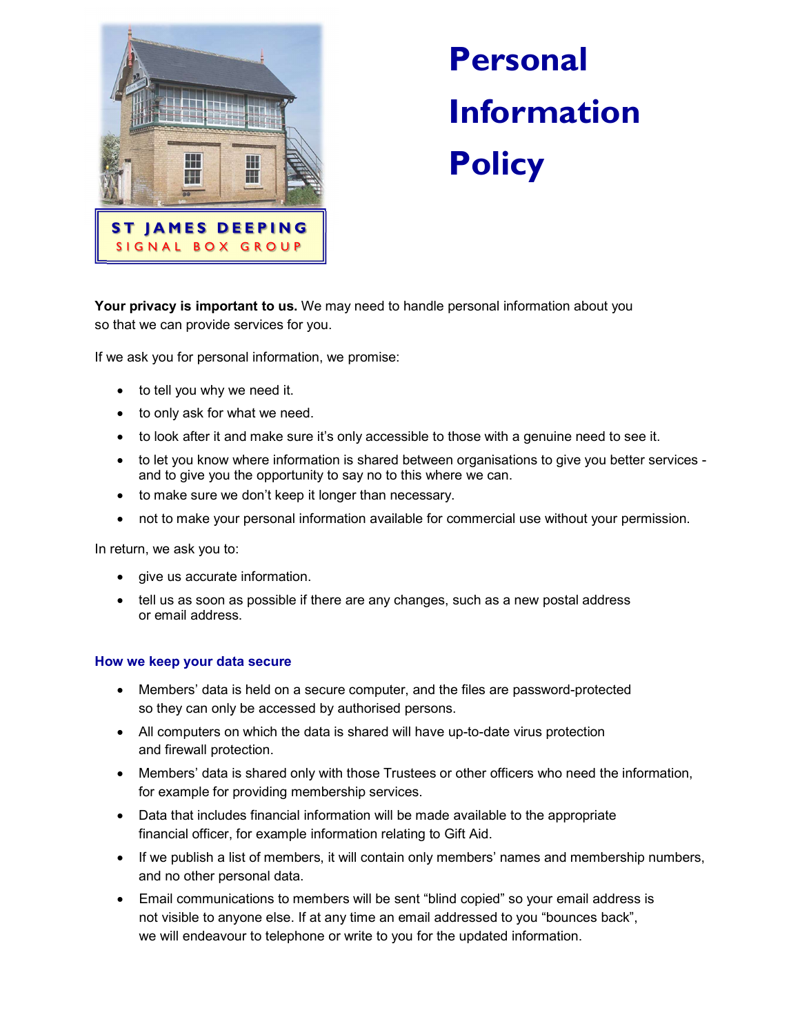# Personal Information Policy

ST JAMES DEEPING
SIGNAL BOX GROUP

**Your privacy is important to us.** We may need to handle personal information about you so that we can provide services for you.

If we ask you for personal information, we promise:

- to tell you why we need it.
- to only ask for what we need.
- to look after it and make sure it's only accessible to those with a genuine need to see it.
- to let you know where information is shared between organisations to give you better services - and to give you the opportunity to say no to this where we can.
- to make sure we don't keep it longer than necessary.
- not to make your personal information available for commercial use without your permission.

In return, we ask you to:

- give us accurate information.
- tell us as soon as possible if there are any changes, such as a new postal address or email address.

### How we keep your data secure

- Members' data is held on a secure computer, and the files are password-protected so they can only be accessed by authorised persons.
- All computers on which the data is shared will have up-to-date virus protection and firewall protection.
- Members' data is shared only with those Trustees or other officers who need the information, for example for providing membership services.
- Data that includes financial information will be made available to the appropriate financial officer, for example information relating to Gift Aid.
- If we publish a list of members, it will contain only members' names and membership numbers, and no other personal data.
- Email communications to members will be sent "blind copied" so your email address is not visible to anyone else. If at any time an email addressed to you "bounces back", we will endeavour to telephone or write to you for the updated information.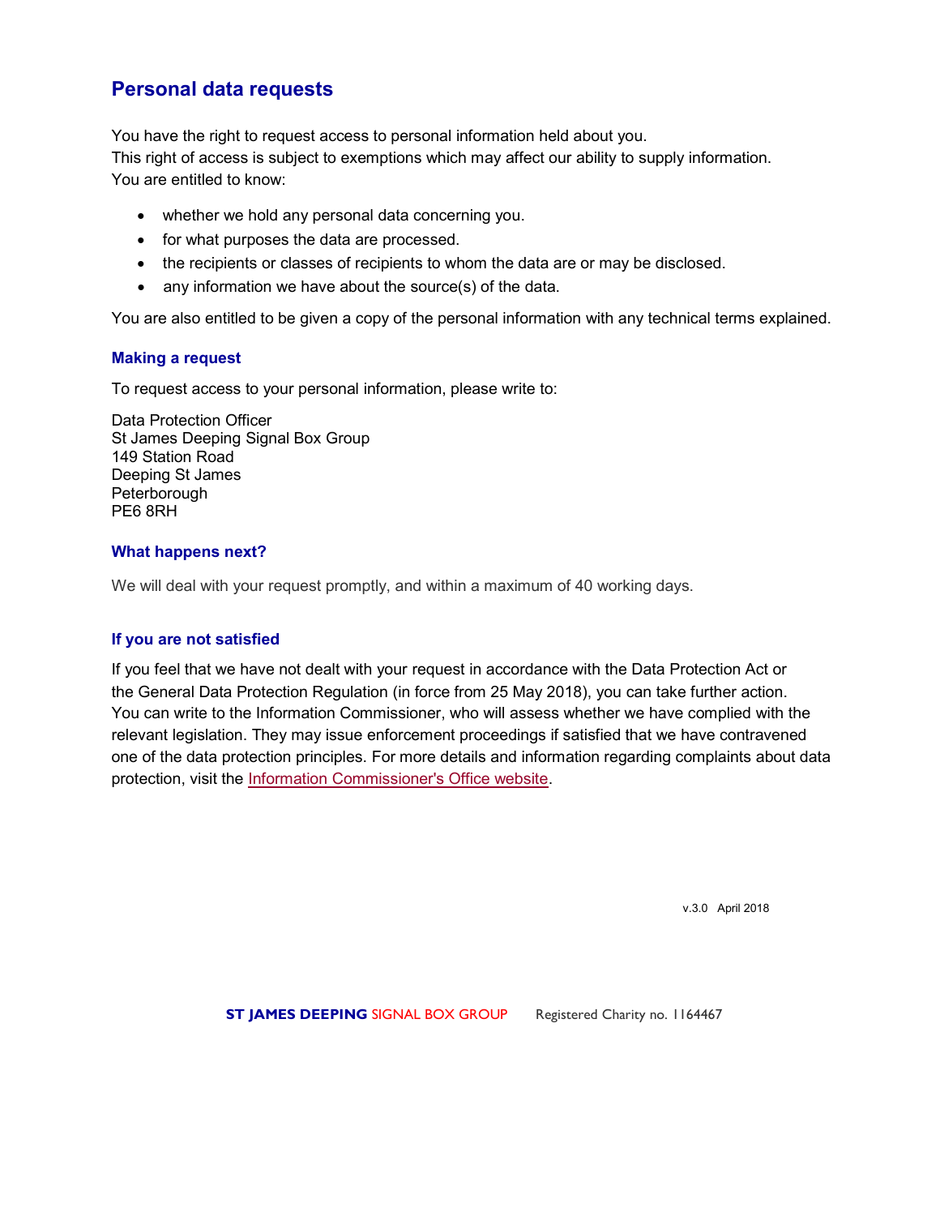## Personal data requests

You have the right to request access to personal information held about you.
This right of access is subject to exemptions which may affect our ability to supply information.
You are entitled to know:

- whether we hold any personal data concerning you.
- for what purposes the data are processed.
- the recipients or classes of recipients to whom the data are or may be disclosed.
- any information we have about the source(s) of the data.

You are also entitled to be given a copy of the personal information with any technical terms explained.

### Making a request

To request access to your personal information, please write to:

Data Protection Officer
St James Deeping Signal Box Group
149 Station Road
Deeping St James
Peterborough
PE6 8RH

### What happens next?

We will deal with your request promptly, and within a maximum of 40 working days.

### If you are not satisfied

If you feel that we have not dealt with your request in accordance with the Data Protection Act or the General Data Protection Regulation (in force from 25 May 2018), you can take further action. You can write to the Information Commissioner, who will assess whether we have complied with the relevant legislation. They may issue enforcement proceedings if satisfied that we have contravened one of the data protection principles. For more details and information regarding complaints about data protection, visit the Information Commissioner's Office website.

v.3.0 April 2018

**ST JAMES DEEPING** SIGNAL BOX GROUP Registered Charity no. 1164467